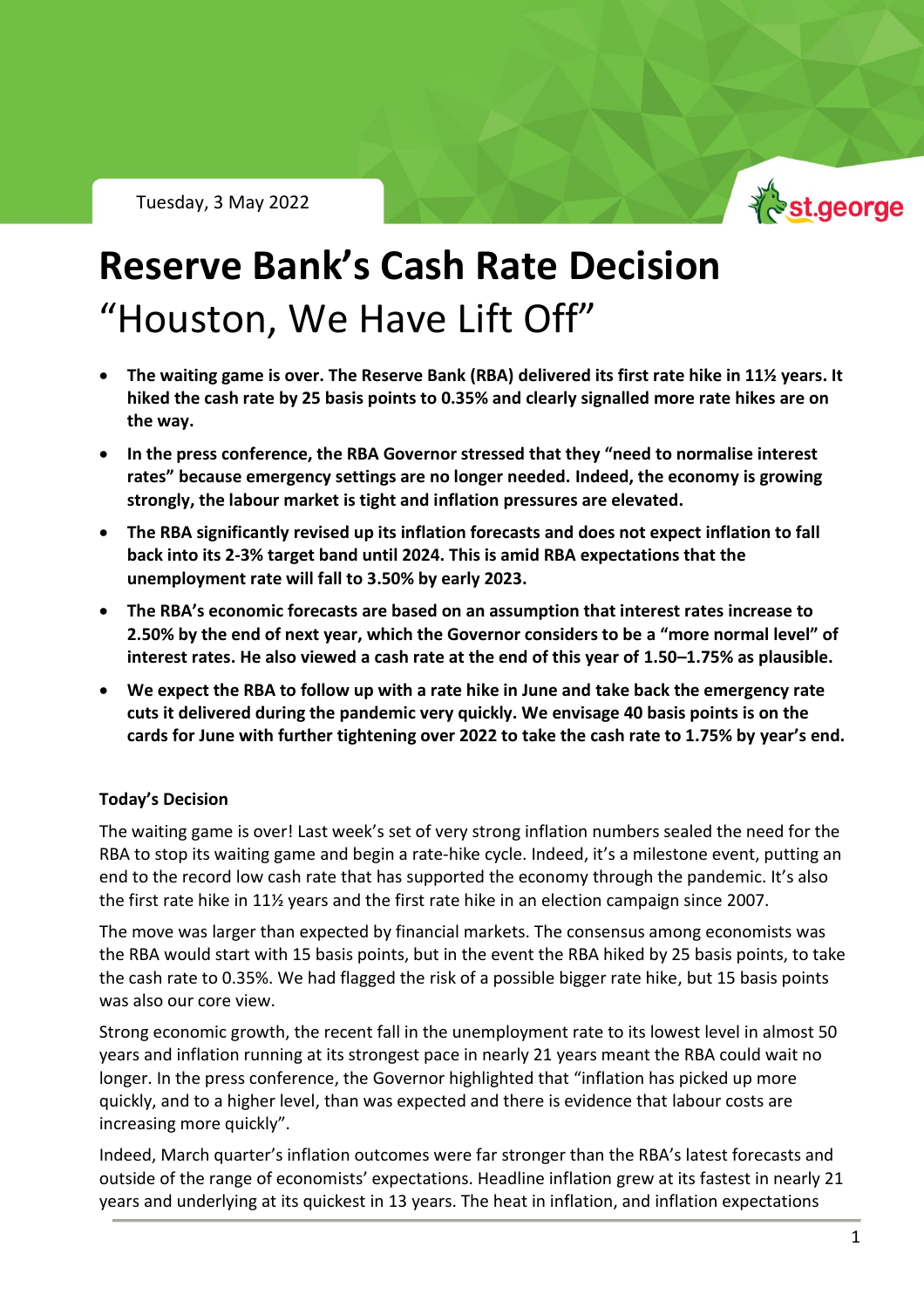Tuesday, 3 May 2022

# Reserve Bank's Cash Rate Decision

## "Houston, We Have Lift Off"

- **The waiting game is over. The Reserve Bank (RBA) delivered its first rate hike in 11½ years. It hiked the cash rate by 25 basis points to 0.35% and clearly signalled more rate hikes are on the way.**
- **In the press conference, the RBA Governor stressed that they "need to normalise interest rates" because emergency settings are no longer needed. Indeed, the economy is growing strongly, the labour market is tight and inflation pressures are elevated.**
- **The RBA significantly revised up its inflation forecasts and does not expect inflation to fall back into its 2-3% target band until 2024. This is amid RBA expectations that the unemployment rate will fall to 3.50% by early 2023.**
- **The RBA's economic forecasts are based on an assumption that interest rates increase to 2.50% by the end of next year, which the Governor considers to be a "more normal level" of interest rates. He also viewed a cash rate at the end of this year of 1.50–1.75% as plausible.**
- **We expect the RBA to follow up with a rate hike in June and take back the emergency rate cuts it delivered during the pandemic very quickly. We envisage 40 basis points is on the cards for June with further tightening over 2022 to take the cash rate to 1.75% by year's end.**

**Today's Decision**

The waiting game is over! Last week's set of very strong inflation numbers sealed the need for the RBA to stop its waiting game and begin a rate-hike cycle. Indeed, it's a milestone event, putting an end to the record low cash rate that has supported the economy through the pandemic. It's also the first rate hike in 11½ years and the first rate hike in an election campaign since 2007.

The move was larger than expected by financial markets. The consensus among economists was the RBA would start with 15 basis points, but in the event the RBA hiked by 25 basis points, to take the cash rate to 0.35%. We had flagged the risk of a possible bigger rate hike, but 15 basis points was also our core view.

Strong economic growth, the recent fall in the unemployment rate to its lowest level in almost 50 years and inflation running at its strongest pace in nearly 21 years meant the RBA could wait no longer. In the press conference, the Governor highlighted that "inflation has picked up more quickly, and to a higher level, than was expected and there is evidence that labour costs are increasing more quickly".

Indeed, March quarter's inflation outcomes were far stronger than the RBA's latest forecasts and outside of the range of economists' expectations. Headline inflation grew at its fastest in nearly 21 years and underlying at its quickest in 13 years. The heat in inflation, and inflation expectations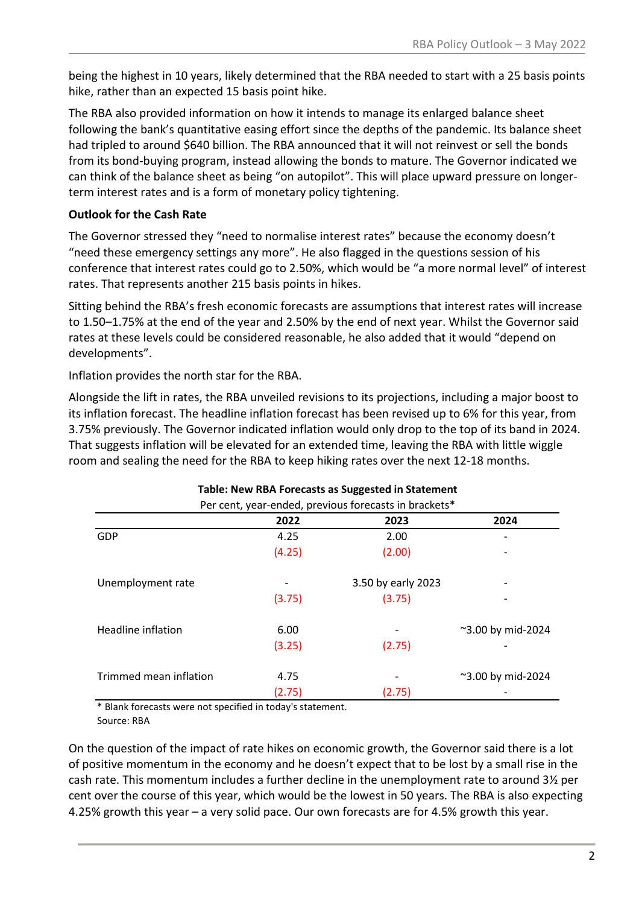being the highest in 10 years, likely determined that the RBA needed to start with a 25 basis points hike, rather than an expected 15 basis point hike.

The RBA also provided information on how it intends to manage its enlarged balance sheet following the bank's quantitative easing effort since the depths of the pandemic. Its balance sheet had tripled to around $640 billion. The RBA announced that it will not reinvest or sell the bonds from its bond-buying program, instead allowing the bonds to mature. The Governor indicated we can think of the balance sheet as being "on autopilot". This will place upward pressure on longer-term interest rates and is a form of monetary policy tightening.

**Outlook for the Cash Rate**

The Governor stressed they "need to normalise interest rates" because the economy doesn't "need these emergency settings any more". He also flagged in the questions session of his conference that interest rates could go to 2.50%, which would be "a more normal level" of interest rates. That represents another 215 basis points in hikes.

Sitting behind the RBA's fresh economic forecasts are assumptions that interest rates will increase to 1.50–1.75% at the end of the year and 2.50% by the end of next year. Whilst the Governor said rates at these levels could be considered reasonable, he also added that it would "depend on developments".

Inflation provides the north star for the RBA.

Alongside the lift in rates, the RBA unveiled revisions to its projections, including a major boost to its inflation forecast. The headline inflation forecast has been revised up to 6% for this year, from 3.75% previously. The Governor indicated inflation would only drop to the top of its band in 2024. That suggests inflation will be elevated for an extended time, leaving the RBA with little wiggle room and sealing the need for the RBA to keep hiking rates over the next 12-18 months.

**Table: New RBA Forecasts as Suggested in Statement**

Per cent, year-ended, previous forecasts in brackets*

| | 2022 | 2023 | 2024 |
|---|---|---|---|
| GDP | 4.25 | 2.00 | - |
| | (4.25) | (2.00) | - |
| Unemployment rate | - | 3.50 by early 2023 | - |
| | (3.75) | (3.75) | - |
| Headline inflation | 6.00 | - | ~3.00 by mid-2024 |
| | (3.25) | (2.75) | - |
| Trimmed mean inflation | 4.75 | - | ~3.00 by mid-2024 |
| | (2.75) | (2.75) | - |

* Blank forecasts were not specified in today's statement.
Source: RBA

On the question of the impact of rate hikes on economic growth, the Governor said there is a lot of positive momentum in the economy and he doesn't expect that to be lost by a small rise in the cash rate. This momentum includes a further decline in the unemployment rate to around 3½ per cent over the course of this year, which would be the lowest in 50 years. The RBA is also expecting 4.25% growth this year – a very solid pace. Our own forecasts are for 4.5% growth this year.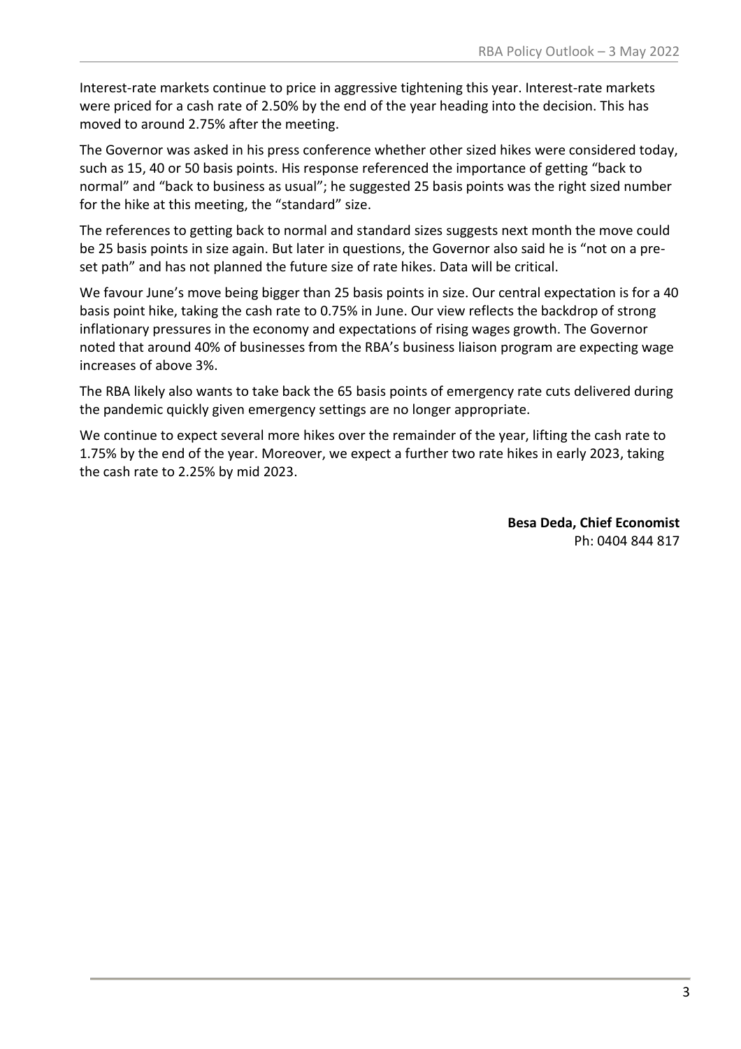Interest-rate markets continue to price in aggressive tightening this year. Interest-rate markets were priced for a cash rate of 2.50% by the end of the year heading into the decision. This has moved to around 2.75% after the meeting.

The Governor was asked in his press conference whether other sized hikes were considered today, such as 15, 40 or 50 basis points. His response referenced the importance of getting "back to normal" and "back to business as usual"; he suggested 25 basis points was the right sized number for the hike at this meeting, the "standard" size.

The references to getting back to normal and standard sizes suggests next month the move could be 25 basis points in size again. But later in questions, the Governor also said he is "not on a pre-set path" and has not planned the future size of rate hikes. Data will be critical.

We favour June's move being bigger than 25 basis points in size. Our central expectation is for a 40 basis point hike, taking the cash rate to 0.75% in June. Our view reflects the backdrop of strong inflationary pressures in the economy and expectations of rising wages growth. The Governor noted that around 40% of businesses from the RBA's business liaison program are expecting wage increases of above 3%.

The RBA likely also wants to take back the 65 basis points of emergency rate cuts delivered during the pandemic quickly given emergency settings are no longer appropriate.

We continue to expect several more hikes over the remainder of the year, lifting the cash rate to 1.75% by the end of the year. Moreover, we expect a further two rate hikes in early 2023, taking the cash rate to 2.25% by mid 2023.

**Besa Deda, Chief Economist**
Ph: 0404 844 817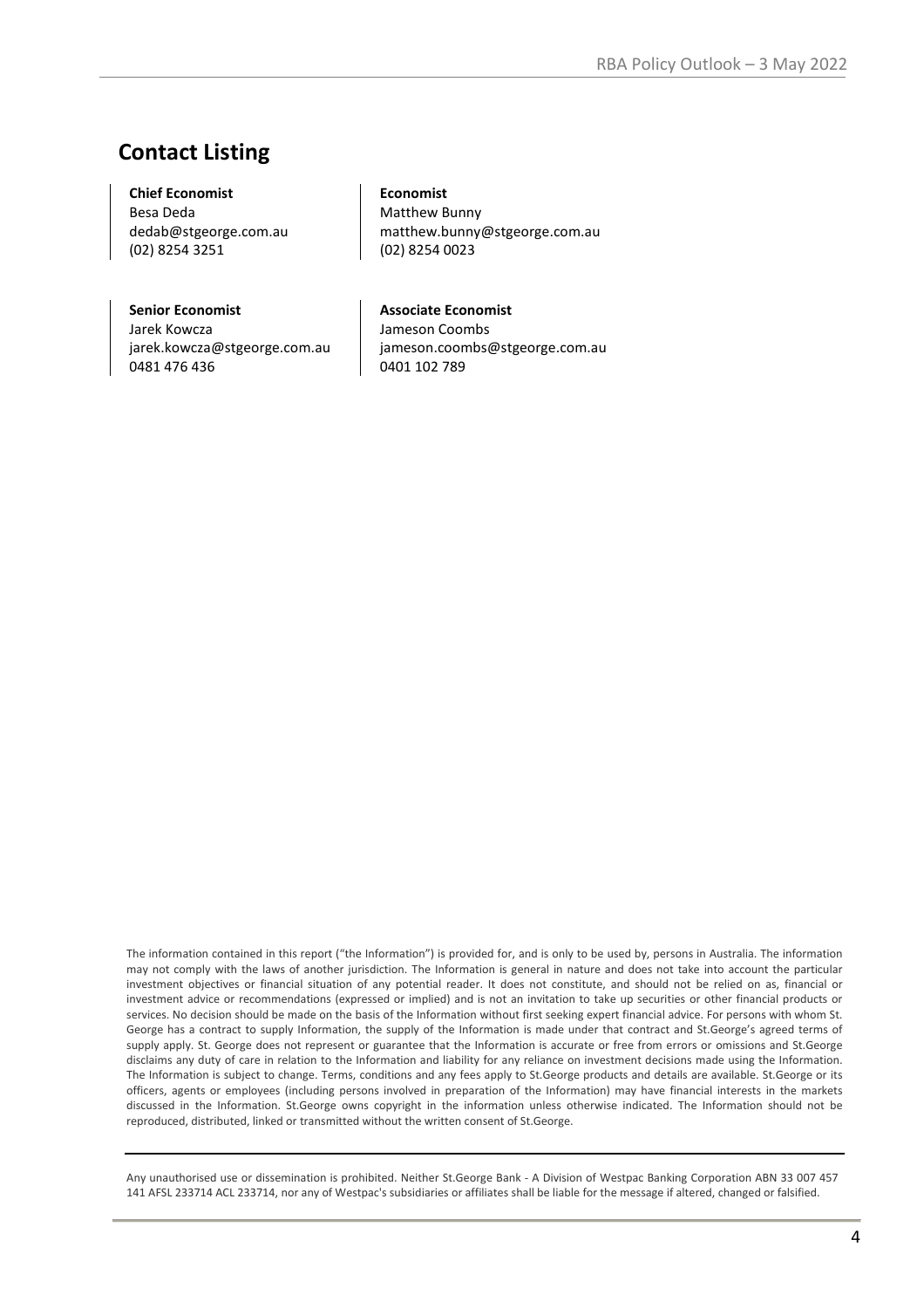## Contact Listing

**Chief Economist**
Besa Deda
dedab@stgeorge.com.au
(02) 8254 3251

**Economist**
Matthew Bunny
matthew.bunny@stgeorge.com.au
(02) 8254 0023

**Senior Economist**
Jarek Kowcza
jarek.kowcza@stgeorge.com.au
0481 476 436

**Associate Economist**
Jameson Coombs
jameson.coombs@stgeorge.com.au
0401 102 789

The information contained in this report ("the Information") is provided for, and is only to be used by, persons in Australia. The information may not comply with the laws of another jurisdiction. The Information is general in nature and does not take into account the particular investment objectives or financial situation of any potential reader. It does not constitute, and should not be relied on as, financial or investment advice or recommendations (expressed or implied) and is not an invitation to take up securities or other financial products or services. No decision should be made on the basis of the Information without first seeking expert financial advice. For persons with whom St. George has a contract to supply Information, the supply of the Information is made under that contract and St.George's agreed terms of supply apply. St. George does not represent or guarantee that the Information is accurate or free from errors or omissions and St.George disclaims any duty of care in relation to the Information and liability for any reliance on investment decisions made using the Information. The Information is subject to change. Terms, conditions and any fees apply to St.George products and details are available. St.George or its officers, agents or employees (including persons involved in preparation of the Information) may have financial interests in the markets discussed in the Information. St.George owns copyright in the information unless otherwise indicated. The Information should not be reproduced, distributed, linked or transmitted without the written consent of St.George.

---

Any unauthorised use or dissemination is prohibited. Neither St.George Bank - A Division of Westpac Banking Corporation ABN 33 007 457 141 AFSL 233714 ACL 233714, nor any of Westpac's subsidiaries or affiliates shall be liable for the message if altered, changed or falsified.